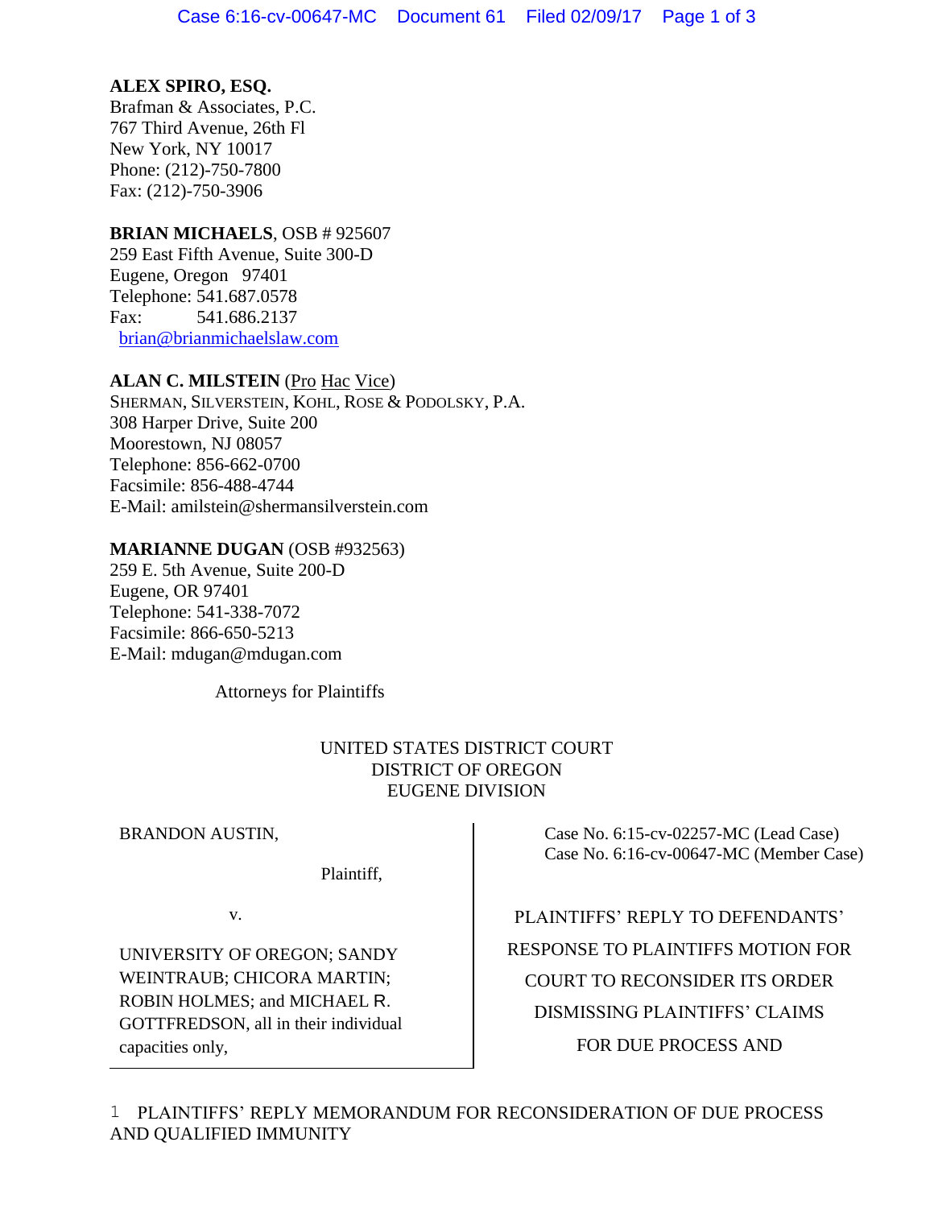**ALEX SPIRO, ESQ.**
Brafman & Associates, P.C.
767 Third Avenue, 26th Fl
New York, NY 10017
Phone: (212)-750-7800
Fax: (212)-750-3906

**BRIAN MICHAELS**, OSB # 925607
259 East Fifth Avenue, Suite 300-D
Eugene, Oregon 97401
Telephone: 541.687.0578
Fax: 541.686.2137
brian@brianmichaelslaw.com

**ALAN C. MILSTEIN** (Pro Hac Vice)
SHERMAN, SILVERSTEIN, KOHL, ROSE & PODOLSKY, P.A.
308 Harper Drive, Suite 200
Moorestown, NJ 08057
Telephone: 856-662-0700
Facsimile: 856-488-4744
E-Mail: amilstein@shermansilverstein.com

**MARIANNE DUGAN** (OSB #932563)
259 E. 5th Avenue, Suite 200-D
Eugene, OR 97401
Telephone: 541-338-7072
Facsimile: 866-650-5213
E-Mail: mdugan@mdugan.com

Attorneys for Plaintiffs

UNITED STATES DISTRICT COURT
DISTRICT OF OREGON
EUGENE DIVISION

| | |
|---|---|
| BRANDON AUSTIN,<br><br>Plaintiff,<br><br>v.<br><br>UNIVERSITY OF OREGON; SANDY WEINTRAUB; CHICORA MARTIN; ROBIN HOLMES; and MICHAEL R. GOTTFREDSON, all in their individual capacities only, | Case No. 6:15-cv-02257-MC (Lead Case)<br>Case No. 6:16-cv-00647-MC (Member Case)<br><br>PLAINTIFFS' REPLY TO DEFENDANTS' RESPONSE TO PLAINTIFFS MOTION FOR COURT TO RECONSIDER ITS ORDER DISMISSING PLAINTIFFS' CLAIMS FOR DUE PROCESS AND |

1 PLAINTIFFS' REPLY MEMORANDUM FOR RECONSIDERATION OF DUE PROCESS AND QUALIFIED IMMUNITY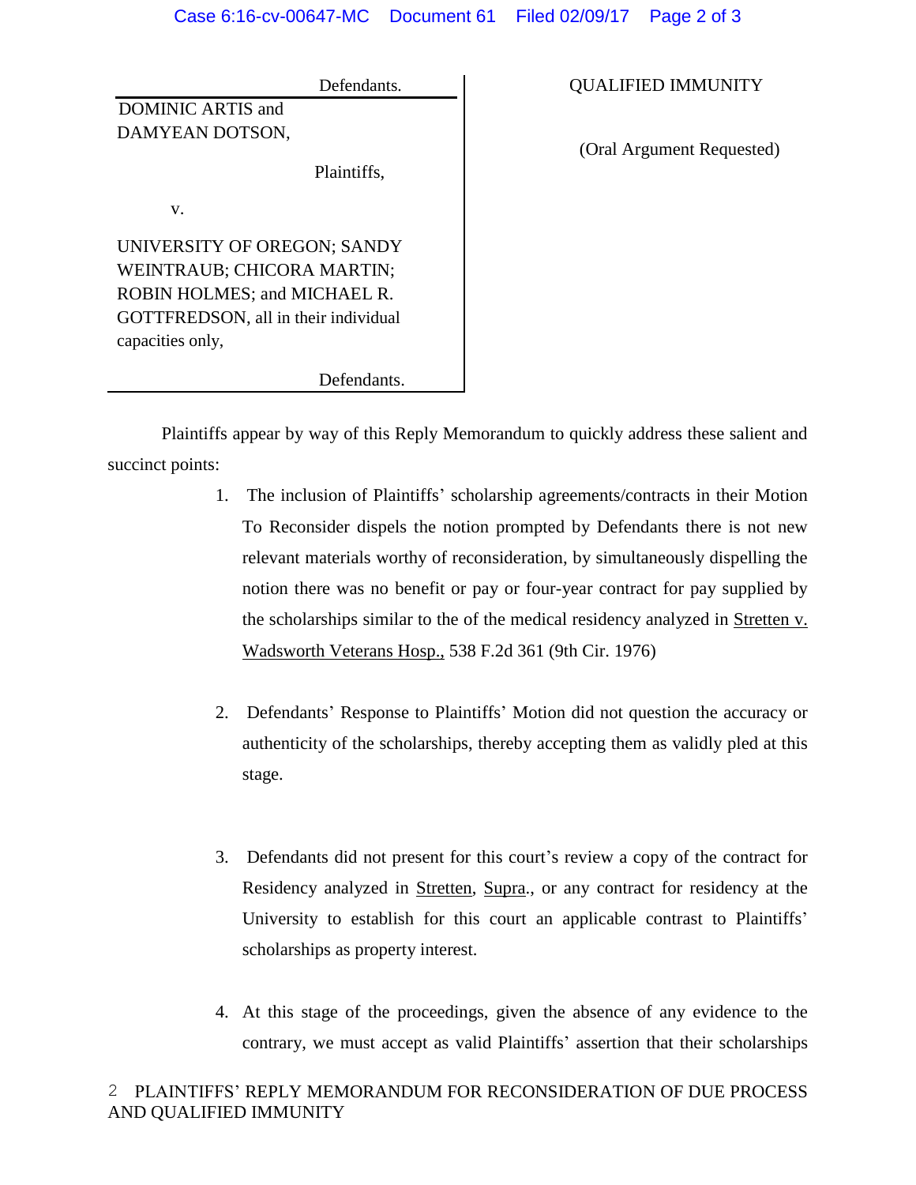| | |
|---|---|
| Defendants. | QUALIFIED IMMUNITY |
| DOMINIC ARTIS and DAMYEAN DOTSON,<br><br>Plaintiffs,<br><br>v.<br><br>UNIVERSITY OF OREGON; SANDY WEINTRAUB; CHICORA MARTIN; ROBIN HOLMES; and MICHAEL R. GOTTFREDSON, all in their individual capacities only,<br><br>Defendants. | (Oral Argument Requested) |

Plaintiffs appear by way of this Reply Memorandum to quickly address these salient and succinct points:

1. The inclusion of Plaintiffs' scholarship agreements/contracts in their Motion To Reconsider dispels the notion prompted by Defendants there is not new relevant materials worthy of reconsideration, by simultaneously dispelling the notion there was no benefit or pay or four-year contract for pay supplied by the scholarships similar to the of the medical residency analyzed in Stretten v. Wadsworth Veterans Hosp., 538 F.2d 361 (9th Cir. 1976)

2. Defendants' Response to Plaintiffs' Motion did not question the accuracy or authenticity of the scholarships, thereby accepting them as validly pled at this stage.

3. Defendants did not present for this court's review a copy of the contract for Residency analyzed in Stretten, Supra., or any contract for residency at the University to establish for this court an applicable contrast to Plaintiffs' scholarships as property interest.

4. At this stage of the proceedings, given the absence of any evidence to the contrary, we must accept as valid Plaintiffs' assertion that their scholarships

PLAINTIFFS' REPLY MEMORANDUM FOR RECONSIDERATION OF DUE PROCESS AND QUALIFIED IMMUNITY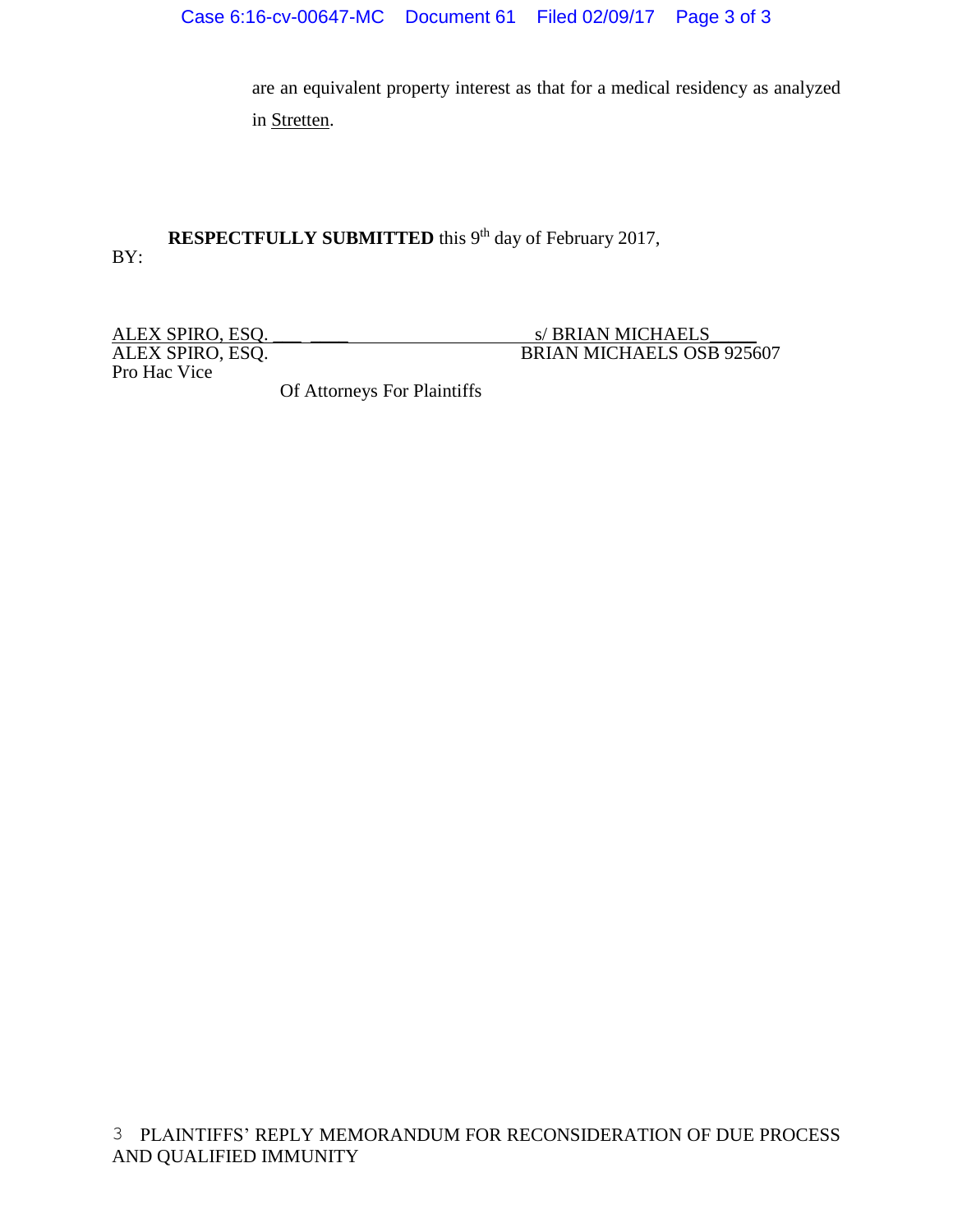are an equivalent property interest as that for a medical residency as analyzed in Stretten.

**RESPECTFULLY SUBMITTED** this 9th day of February 2017,

BY:

ALEX SPIRO, ESQ. ___ ____
ALEX SPIRO, ESQ.
Pro Hac Vice

s/ BRIAN MICHAELS_____
BRIAN MICHAELS OSB 925607

Of Attorneys For Plaintiffs

PLAINTIFFS' REPLY MEMORANDUM FOR RECONSIDERATION OF DUE PROCESS AND QUALIFIED IMMUNITY